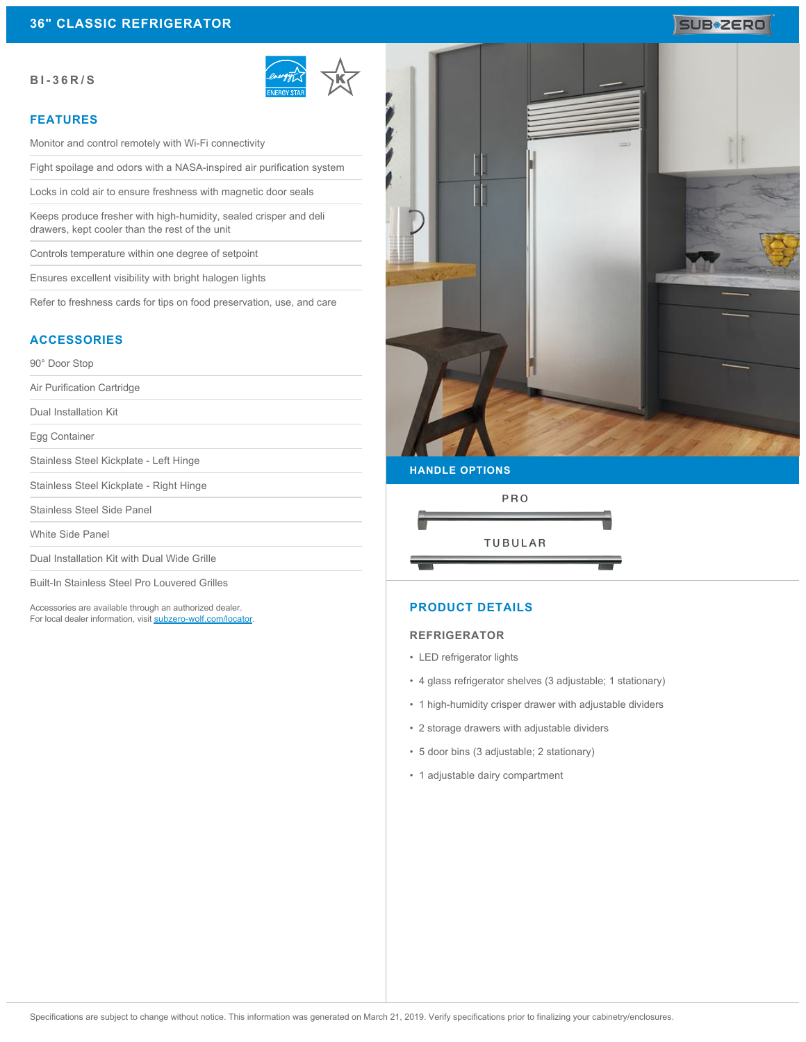# 36" CLASSIC REFRIGERATOR

SUB-ZERO

**BI-36R/S**

## FEATURES

- Monitor and control remotely with Wi-Fi connectivity
- Fight spoilage and odors with a NASA-inspired air purification system
- Locks in cold air to ensure freshness with magnetic door seals
- Keeps produce fresher with high-humidity, sealed crisper and deli drawers, kept cooler than the rest of the unit
- Controls temperature within one degree of setpoint
- Ensures excellent visibility with bright halogen lights
- Refer to freshness cards for tips on food preservation, use, and care

## ACCESSORIES

- 90° Door Stop
- Air Purification Cartridge
- Dual Installation Kit
- Egg Container
- Stainless Steel Kickplate - Left Hinge
- Stainless Steel Kickplate - Right Hinge
- Stainless Steel Side Panel
- White Side Panel
- Dual Installation Kit with Dual Wide Grille
- Built-In Stainless Steel Pro Louvered Grilles

Accessories are available through an authorized dealer.
For local dealer information, visit subzero-wolf.com/locator.

## HANDLE OPTIONS

PRO

TUBULAR

## PRODUCT DETAILS

### REFRIGERATOR

- LED refrigerator lights
- 4 glass refrigerator shelves (3 adjustable; 1 stationary)
- 1 high-humidity crisper drawer with adjustable dividers
- 2 storage drawers with adjustable dividers
- 5 door bins (3 adjustable; 2 stationary)
- 1 adjustable dairy compartment

Specifications are subject to change without notice. This information was generated on March 21, 2019. Verify specifications prior to finalizing your cabinetry/enclosures.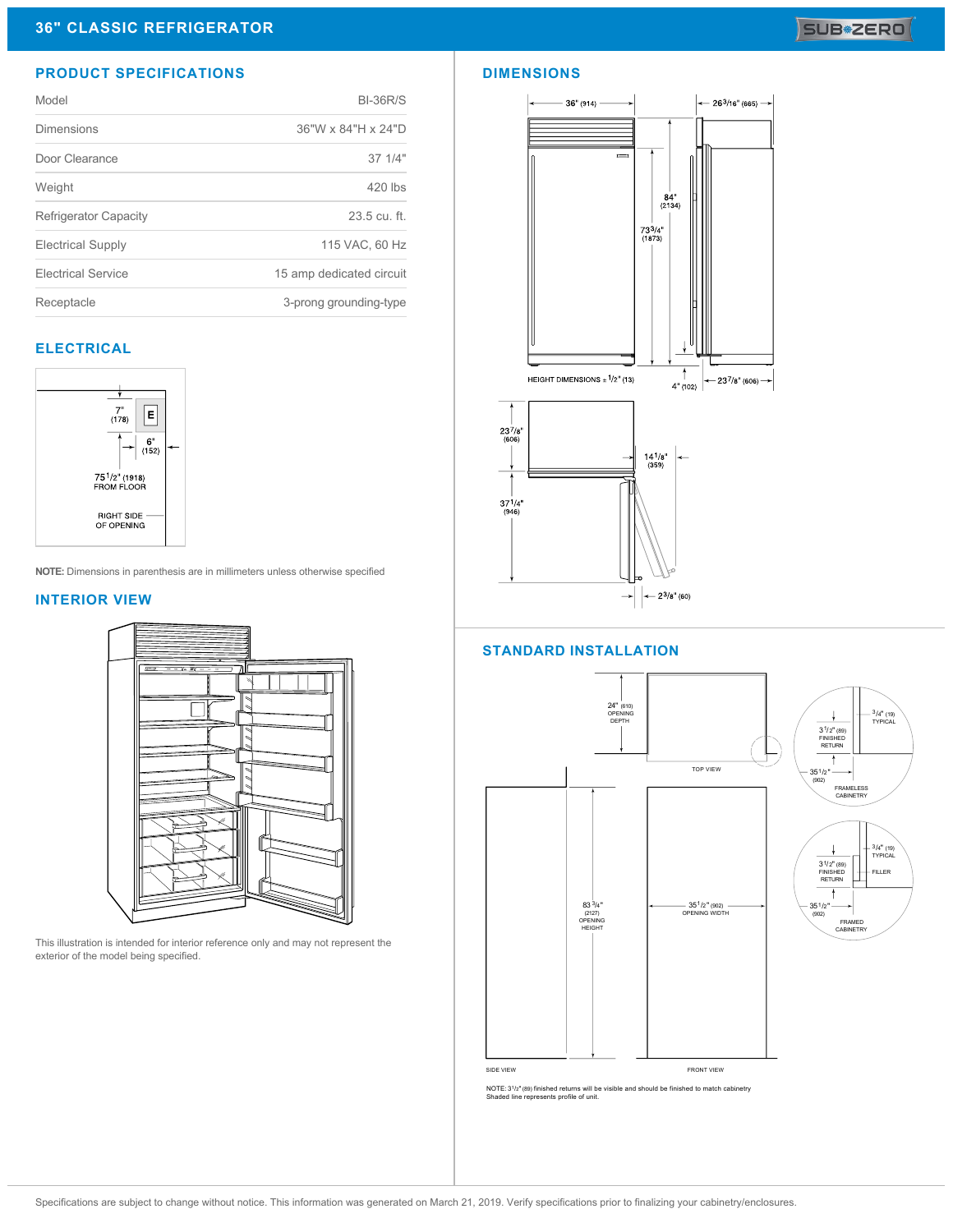# 36" CLASSIC REFRIGERATOR

## PRODUCT SPECIFICATIONS

| | |
|---|---|
| Model | BI-36R/S |
| Dimensions | 36"W x 84"H x 24"D |
| Door Clearance | 37 1/4" |
| Weight | 420 lbs |
| Refrigerator Capacity | 23.5 cu. ft. |
| Electrical Supply | 115 VAC, 60 Hz |
| Electrical Service | 15 amp dedicated circuit |
| Receptacle | 3-prong grounding-type |

## ELECTRICAL

7" (178)

E

6" (152)

75 1/2" (1918) FROM FLOOR

RIGHT SIDE OF OPENING

**NOTE:** Dimensions in parenthesis are in millimeters unless otherwise specified

## INTERIOR VIEW

This illustration is intended for interior reference only and may not represent the exterior of the model being specified.

## DIMENSIONS

36" (914)

26 3/16" (665)

84" (2134)

73 3/4" (1873)

HEIGHT DIMENSIONS ± 1/2" (13)

4" (102)

23 7/8" (606)

23 7/8" (606)

14 1/8" (359)

37 1/4" (946)

2 3/8" (60)

## STANDARD INSTALLATION

24" (610) OPENING DEPTH

TOP VIEW

3/4" (19) TYPICAL

3 1/2" (89) FINISHED RETURN

35 1/2" (902)

FRAMELESS CABINETRY

3/4" (19) TYPICAL

3 1/2" (89) FINISHED RETURN

FILLER

35 1/2" (902)

FRAMED CABINETRY

83 3/4" (2127) OPENING HEIGHT

35 1/2" (902) OPENING WIDTH

SIDE VIEW

FRONT VIEW

NOTE: 3 1/2" (89) finished returns will be visible and should be finished to match cabinetry
Shaded line represents profile of unit.

Specifications are subject to change without notice. This information was generated on March 21, 2019. Verify specifications prior to finalizing your cabinetry/enclosures.